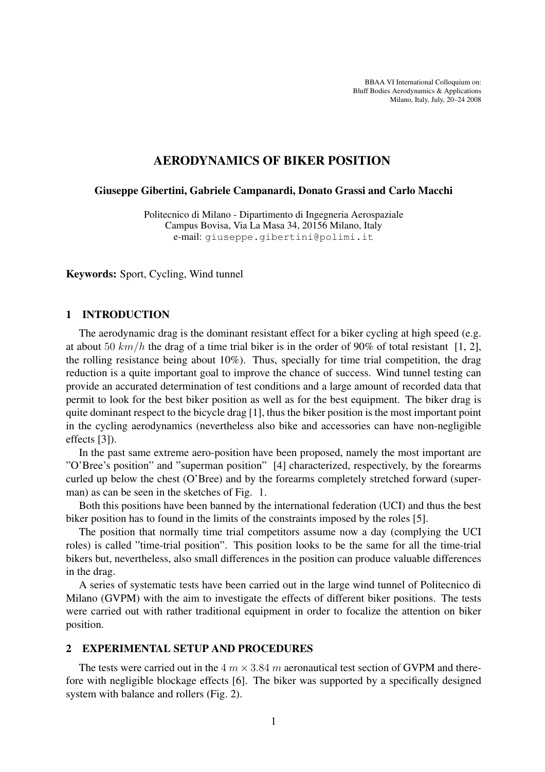BBAA VI International Colloquium on:
Bluff Bodies Aerodynamics & Applications
Milano, Italy, July, 20–24 2008

# AERODYNAMICS OF BIKER POSITION

**Giuseppe Gibertini, Gabriele Campanardi, Donato Grassi and Carlo Macchi**

Politecnico di Milano - Dipartimento di Ingegneria Aerospaziale
Campus Bovisa, Via La Masa 34, 20156 Milano, Italy
e-mail: giuseppe.gibertini@polimi.it

**Keywords:** Sport, Cycling, Wind tunnel

## 1 INTRODUCTION

The aerodynamic drag is the dominant resistant effect for a biker cycling at high speed (e.g. at about $50\ km/h$ the drag of a time trial biker is in the order of 90% of total resistant [1, 2], the rolling resistance being about 10%). Thus, specially for time trial competition, the drag reduction is a quite important goal to improve the chance of success. Wind tunnel testing can provide an accurated determination of test conditions and a large amount of recorded data that permit to look for the best biker position as well as for the best equipment. The biker drag is quite dominant respect to the bicycle drag [1], thus the biker position is the most important point in the cycling aerodynamics (nevertheless also bike and accessories can have non-negligible effects [3]).

In the past same extreme aero-position have been proposed, namely the most important are "O'Bree's position" and "superman position" [4] characterized, respectively, by the forearms curled up below the chest (O'Bree) and by the forearms completely stretched forward (superman) as can be seen in the sketches of Fig. 1.

Both this positions have been banned by the international federation (UCI) and thus the best biker position has to found in the limits of the constraints imposed by the roles [5].

The position that normally time trial competitors assume now a day (complying the UCI roles) is called "time-trial position". This position looks to be the same for all the time-trial bikers but, nevertheless, also small differences in the position can produce valuable differences in the drag.

A series of systematic tests have been carried out in the large wind tunnel of Politecnico di Milano (GVPM) with the aim to investigate the effects of different biker positions. The tests were carried out with rather traditional equipment in order to focalize the attention on biker position.

## 2 EXPERIMENTAL SETUP AND PROCEDURES

The tests were carried out in the $4\ m \times 3.84\ m$ aeronautical test section of GVPM and therefore with negligible blockage effects [6]. The biker was supported by a specifically designed system with balance and rollers (Fig. 2).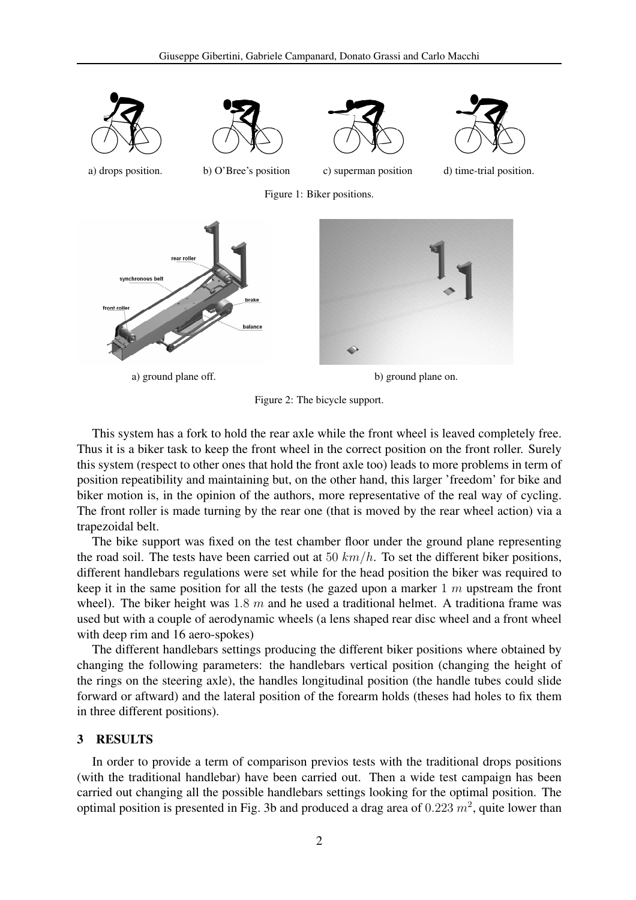a) drops position. b) O'Bree's position c) superman position d) time-trial position.

Figure 1: Biker positions.

rear roller
synchronous belt
front roller
brake
balance

a) ground plane off. b) ground plane on.

Figure 2: The bicycle support.

This system has a fork to hold the rear axle while the front wheel is leaved completely free. Thus it is a biker task to keep the front wheel in the correct position on the front roller. Surely this system (respect to other ones that hold the front axle too) leads to more problems in term of position repeatibility and maintaining but, on the other hand, this larger 'freedom' for bike and biker motion is, in the opinion of the authors, more representative of the real way of cycling. The front roller is made turning by the rear one (that is moved by the rear wheel action) via a trapezoidal belt.

The bike support was fixed on the test chamber floor under the ground plane representing the road soil. The tests have been carried out at $50\ km/h$. To set the different biker positions, different handlebars regulations were set while for the head position the biker was required to keep it in the same position for all the tests (he gazed upon a marker $1\ m$ upstream the front wheel). The biker height was $1.8\ m$ and he used a traditional helmet. A traditiona frame was used but with a couple of aerodynamic wheels (a lens shaped rear disc wheel and a front wheel with deep rim and 16 aero-spokes)

The different handlebars settings producing the different biker positions where obtained by changing the following parameters: the handlebars vertical position (changing the height of the rings on the steering axle), the handles longitudinal position (the handle tubes could slide forward or aftward) and the lateral position of the forearm holds (theses had holes to fix them in three different positions).

## 3 RESULTS

In order to provide a term of comparison previos tests with the traditional drops positions (with the traditional handlebar) have been carried out. Then a wide test campaign has been carried out changing all the possible handlebars settings looking for the optimal position. The optimal position is presented in Fig. 3b and produced a drag area of $0.223\ m^2$, quite lower than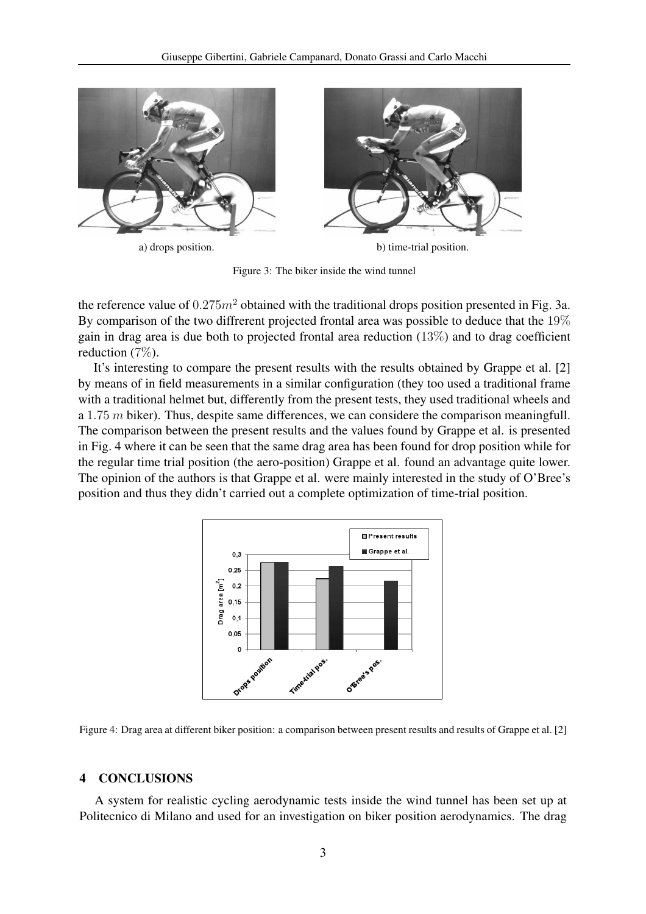a) drops position.

b) time-trial position.

Figure 3: The biker inside the wind tunnel

the reference value of $0.275m^2$ obtained with the traditional drops position presented in Fig. 3a. By comparison of the two diffrerent projected frontal area was possible to deduce that the $19\%$ gain in drag area is due both to projected frontal area reduction ($13\%$) and to drag coefficient reduction ($7\%$).

It's interesting to compare the present results with the results obtained by Grappe et al. [2] by means of in field measurements in a similar configuration (they too used a traditional frame with a traditional helmet but, differently from the present tests, they used traditional wheels and a $1.75\ m$ biker). Thus, despite same differences, we can considere the comparison meaningfull. The comparison between the present results and the values found by Grappe et al. is presented in Fig. 4 where it can be seen that the same drag area has been found for drop position while for the regular time trial position (the aero-position) Grappe et al. found an advantage quite lower. The opinion of the authors is that Grappe et al. were mainly interested in the study of O'Bree's position and thus they didn't carried out a complete optimization of time-trial position.

Present results
Grappe et al.
Drag area [m$^2$]
0,3
0,25
0,2
0,15
0,1
0,05
0
Drops position
Time-trial pos.
O'Bree's pos.

Figure 4: Drag area at different biker position: a comparison between present results and results of Grappe et al. [2]

## 4 CONCLUSIONS

A system for realistic cycling aerodynamic tests inside the wind tunnel has been set up at Politecnico di Milano and used for an investigation on biker position aerodynamics. The drag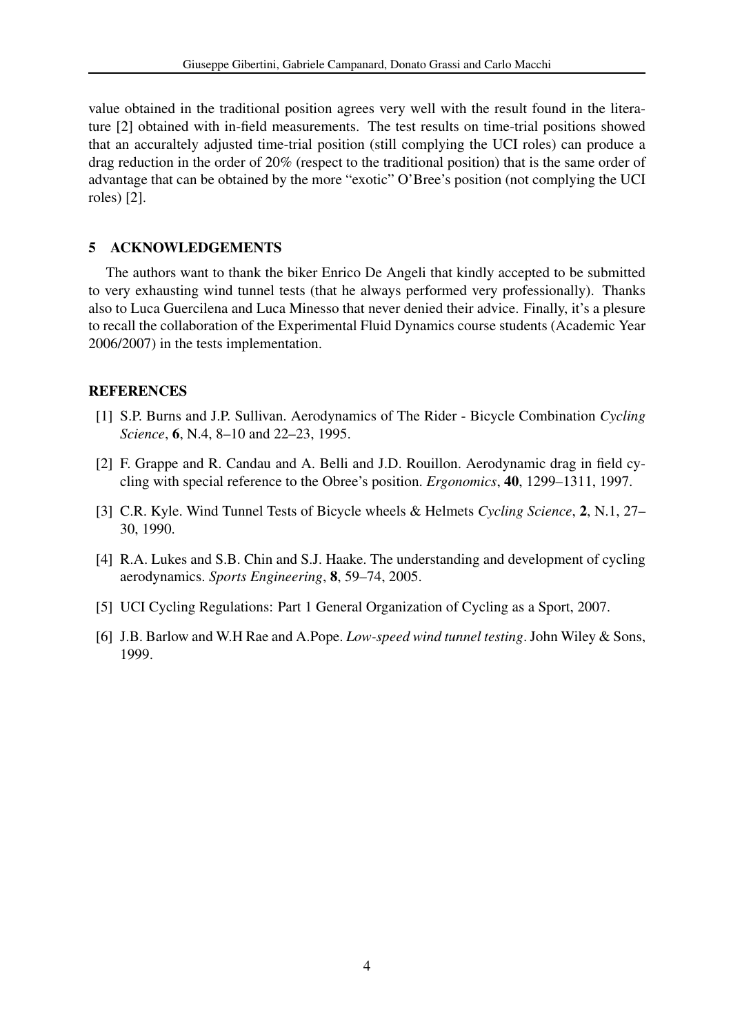value obtained in the traditional position agrees very well with the result found in the literature [2] obtained with in-field measurements. The test results on time-trial positions showed that an accuraltely adjusted time-trial position (still complying the UCI roles) can produce a drag reduction in the order of 20% (respect to the traditional position) that is the same order of advantage that can be obtained by the more "exotic" O'Bree's position (not complying the UCI roles) [2].

## 5 ACKNOWLEDGEMENTS

The authors want to thank the biker Enrico De Angeli that kindly accepted to be submitted to very exhausting wind tunnel tests (that he always performed very professionally). Thanks also to Luca Guercilena and Luca Minesso that never denied their advice. Finally, it's a plesure to recall the collaboration of the Experimental Fluid Dynamics course students (Academic Year 2006/2007) in the tests implementation.

## REFERENCES

[1] S.P. Burns and J.P. Sullivan. Aerodynamics of The Rider - Bicycle Combination *Cycling Science*, **6**, N.4, 8–10 and 22–23, 1995.

[2] F. Grappe and R. Candau and A. Belli and J.D. Rouillon. Aerodynamic drag in field cycling with special reference to the Obree's position. *Ergonomics*, **40**, 1299–1311, 1997.

[3] C.R. Kyle. Wind Tunnel Tests of Bicycle wheels & Helmets *Cycling Science*, **2**, N.1, 27–30, 1990.

[4] R.A. Lukes and S.B. Chin and S.J. Haake. The understanding and development of cycling aerodynamics. *Sports Engineering*, **8**, 59–74, 2005.

[5] UCI Cycling Regulations: Part 1 General Organization of Cycling as a Sport, 2007.

[6] J.B. Barlow and W.H Rae and A.Pope. *Low-speed wind tunnel testing*. John Wiley & Sons, 1999.